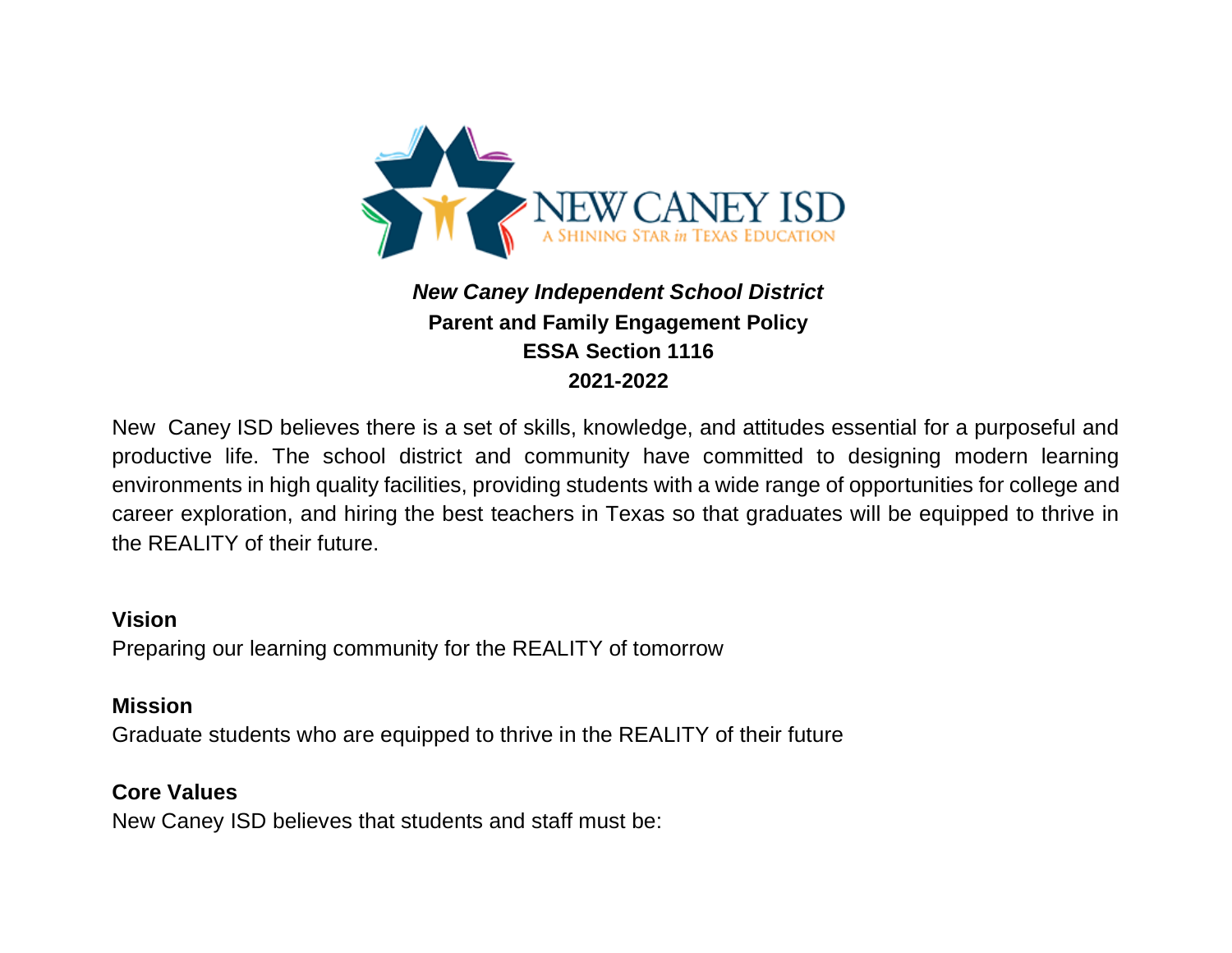NEW CANEY ISD
A SHINING STAR *in* TEXAS EDUCATION

***New Caney Independent School District***

**Parent and Family Engagement Policy**

**ESSA Section 1116**

**2021-2022**

New Caney ISD believes there is a set of skills, knowledge, and attitudes essential for a purposeful and productive life. The school district and community have committed to designing modern learning environments in high quality facilities, providing students with a wide range of opportunities for college and career exploration, and hiring the best teachers in Texas so that graduates will be equipped to thrive in the REALITY of their future.

**Vision**

Preparing our learning community for the REALITY of tomorrow

**Mission**

Graduate students who are equipped to thrive in the REALITY of their future

**Core Values**

New Caney ISD believes that students and staff must be: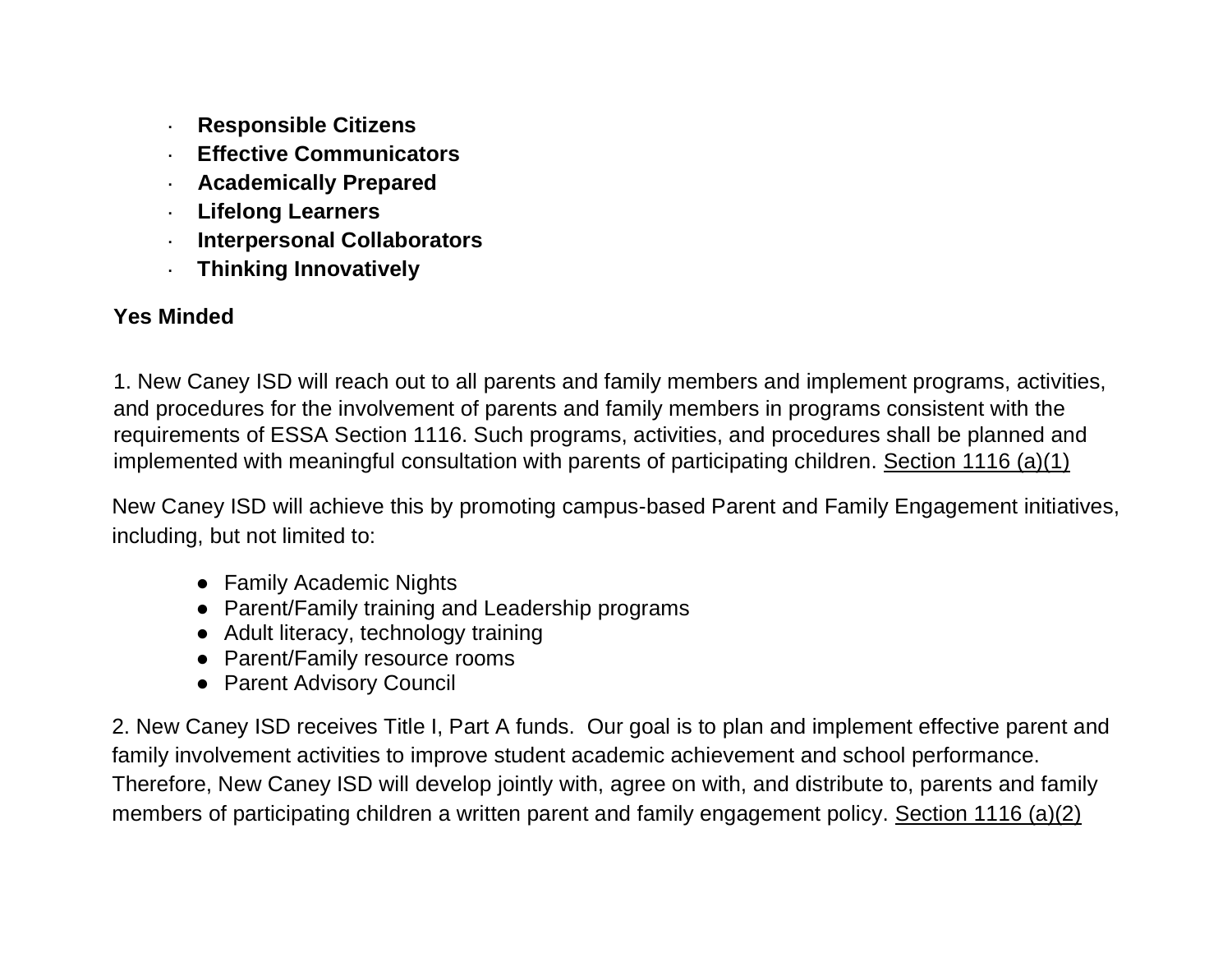- **Responsible Citizens**
- **Effective Communicators**
- **Academically Prepared**
- **Lifelong Learners**
- **Interpersonal Collaborators**
- **Thinking Innovatively**

**Yes Minded**

1. New Caney ISD will reach out to all parents and family members and implement programs, activities, and procedures for the involvement of parents and family members in programs consistent with the requirements of ESSA Section 1116. Such programs, activities, and procedures shall be planned and implemented with meaningful consultation with parents of participating children. Section 1116 (a)(1)

New Caney ISD will achieve this by promoting campus-based Parent and Family Engagement initiatives, including, but not limited to:

- Family Academic Nights
- Parent/Family training and Leadership programs
- Adult literacy, technology training
- Parent/Family resource rooms
- Parent Advisory Council

2. New Caney ISD receives Title I, Part A funds. Our goal is to plan and implement effective parent and family involvement activities to improve student academic achievement and school performance. Therefore, New Caney ISD will develop jointly with, agree on with, and distribute to, parents and family members of participating children a written parent and family engagement policy. Section 1116 (a)(2)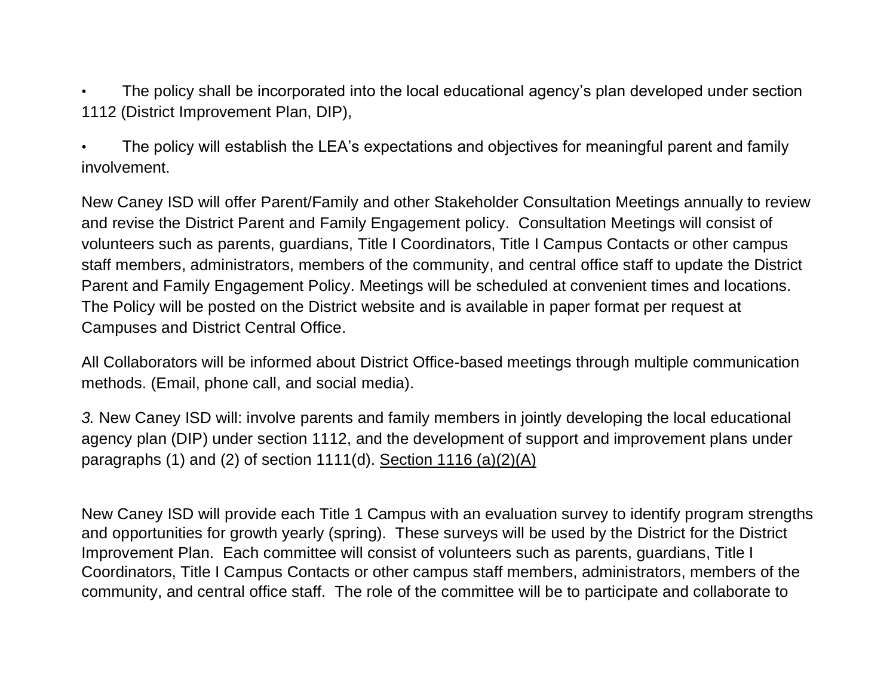- The policy shall be incorporated into the local educational agency's plan developed under section 1112 (District Improvement Plan, DIP),

- The policy will establish the LEA's expectations and objectives for meaningful parent and family involvement.

New Caney ISD will offer Parent/Family and other Stakeholder Consultation Meetings annually to review and revise the District Parent and Family Engagement policy. Consultation Meetings will consist of volunteers such as parents, guardians, Title I Coordinators, Title I Campus Contacts or other campus staff members, administrators, members of the community, and central office staff to update the District Parent and Family Engagement Policy. Meetings will be scheduled at convenient times and locations. The Policy will be posted on the District website and is available in paper format per request at Campuses and District Central Office.

All Collaborators will be informed about District Office-based meetings through multiple communication methods. (Email, phone call, and social media).

*3.* New Caney ISD will: involve parents and family members in jointly developing the local educational agency plan (DIP) under section 1112, and the development of support and improvement plans under paragraphs (1) and (2) of section 1111(d). <u>Section 1116 (a)(2)(A)</u>

New Caney ISD will provide each Title 1 Campus with an evaluation survey to identify program strengths and opportunities for growth yearly (spring). These surveys will be used by the District for the District Improvement Plan. Each committee will consist of volunteers such as parents, guardians, Title I Coordinators, Title I Campus Contacts or other campus staff members, administrators, members of the community, and central office staff. The role of the committee will be to participate and collaborate to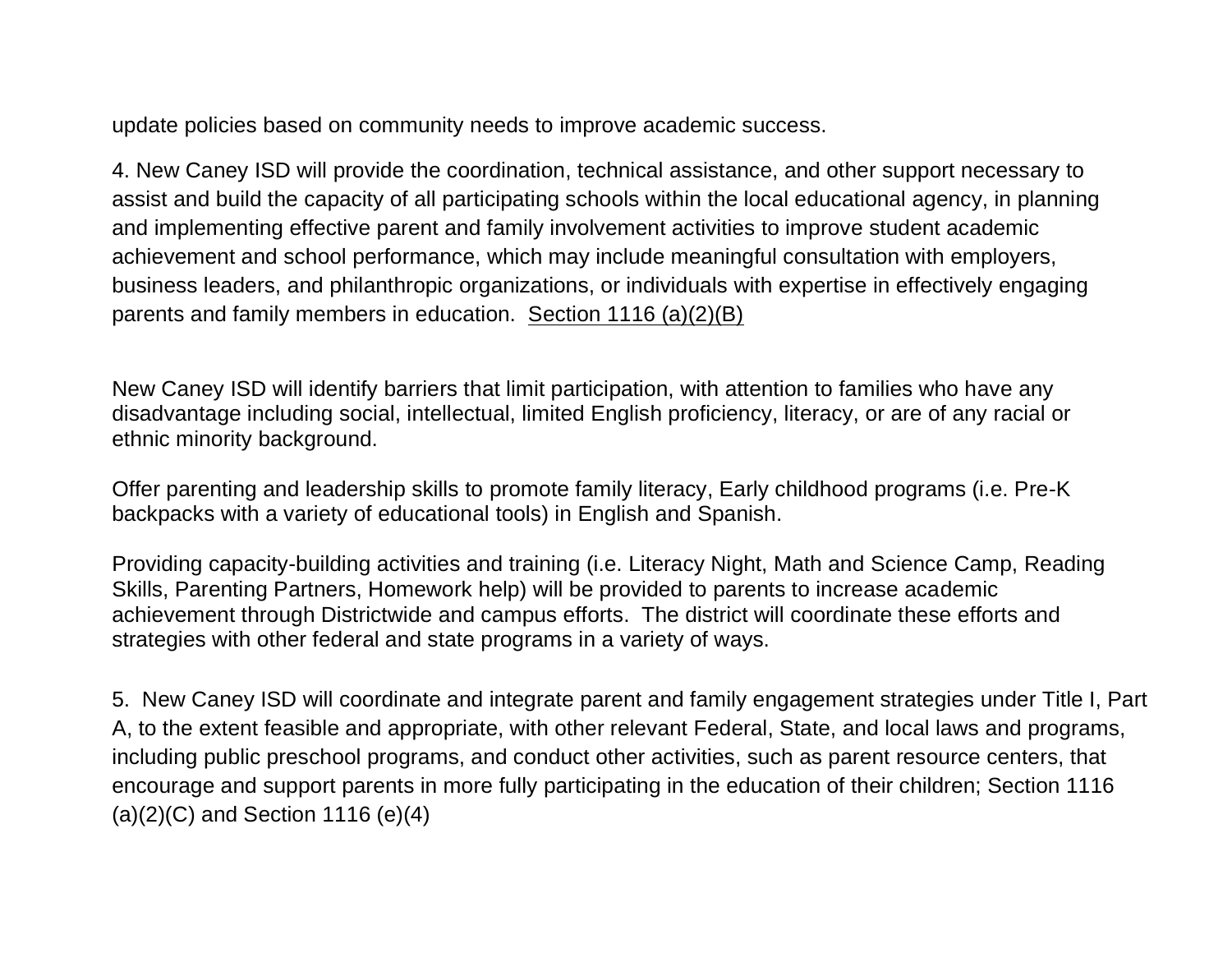update policies based on community needs to improve academic success.

4. New Caney ISD will provide the coordination, technical assistance, and other support necessary to assist and build the capacity of all participating schools within the local educational agency, in planning and implementing effective parent and family involvement activities to improve student academic achievement and school performance, which may include meaningful consultation with employers, business leaders, and philanthropic organizations, or individuals with expertise in effectively engaging parents and family members in education. <u>Section 1116 (a)(2)(B)</u>

New Caney ISD will identify barriers that limit participation, with attention to families who have any disadvantage including social, intellectual, limited English proficiency, literacy, or are of any racial or ethnic minority background.

Offer parenting and leadership skills to promote family literacy, Early childhood programs (i.e. Pre-K backpacks with a variety of educational tools) in English and Spanish.

Providing capacity-building activities and training (i.e. Literacy Night, Math and Science Camp, Reading Skills, Parenting Partners, Homework help) will be provided to parents to increase academic achievement through Districtwide and campus efforts. The district will coordinate these efforts and strategies with other federal and state programs in a variety of ways.

5. New Caney ISD will coordinate and integrate parent and family engagement strategies under Title I, Part A, to the extent feasible and appropriate, with other relevant Federal, State, and local laws and programs, including public preschool programs, and conduct other activities, such as parent resource centers, that encourage and support parents in more fully participating in the education of their children; Section 1116 (a)(2)(C) and Section 1116 (e)(4)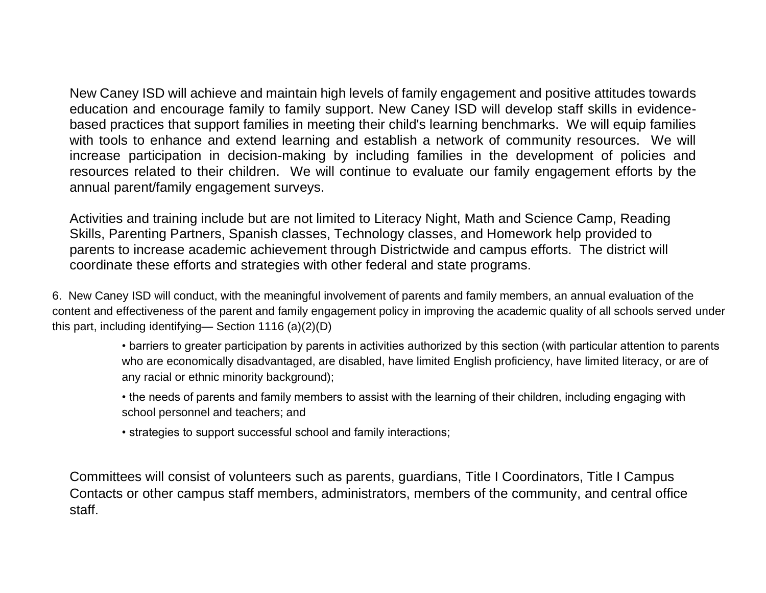New Caney ISD will achieve and maintain high levels of family engagement and positive attitudes towards education and encourage family to family support. New Caney ISD will develop staff skills in evidence-based practices that support families in meeting their child's learning benchmarks. We will equip families with tools to enhance and extend learning and establish a network of community resources. We will increase participation in decision-making by including families in the development of policies and resources related to their children. We will continue to evaluate our family engagement efforts by the annual parent/family engagement surveys.

Activities and training include but are not limited to Literacy Night, Math and Science Camp, Reading Skills, Parenting Partners, Spanish classes, Technology classes, and Homework help provided to parents to increase academic achievement through Districtwide and campus efforts. The district will coordinate these efforts and strategies with other federal and state programs.

6. New Caney ISD will conduct, with the meaningful involvement of parents and family members, an annual evaluation of the content and effectiveness of the parent and family engagement policy in improving the academic quality of all schools served under this part, including identifying— Section 1116 (a)(2)(D)

- barriers to greater participation by parents in activities authorized by this section (with particular attention to parents who are economically disadvantaged, are disabled, have limited English proficiency, have limited literacy, or are of any racial or ethnic minority background);
- the needs of parents and family members to assist with the learning of their children, including engaging with school personnel and teachers; and
- strategies to support successful school and family interactions;

Committees will consist of volunteers such as parents, guardians, Title I Coordinators, Title I Campus Contacts or other campus staff members, administrators, members of the community, and central office staff.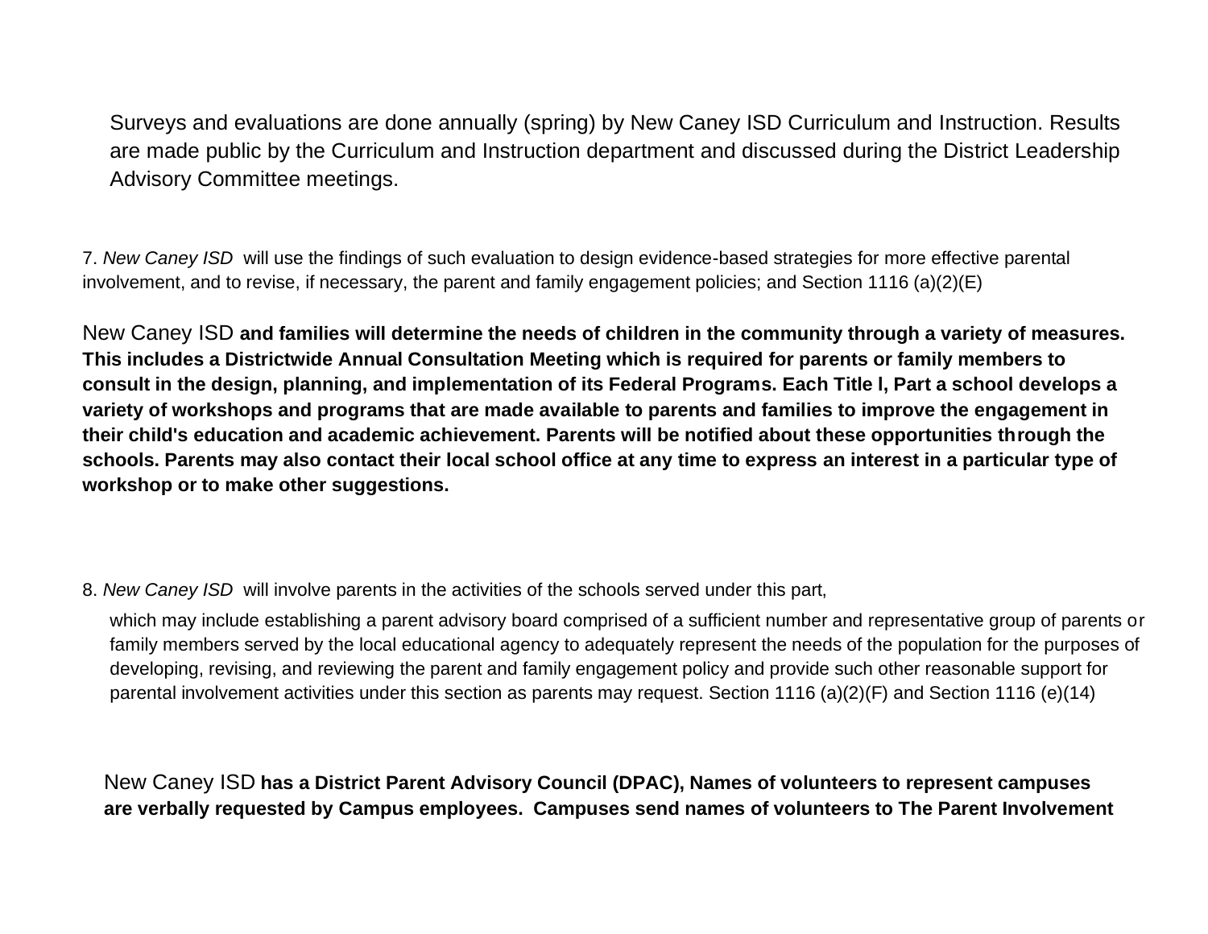Surveys and evaluations are done annually (spring) by New Caney ISD Curriculum and Instruction. Results are made public by the Curriculum and Instruction department and discussed during the District Leadership Advisory Committee meetings.

7. *New Caney ISD* will use the findings of such evaluation to design evidence-based strategies for more effective parental involvement, and to revise, if necessary, the parent and family engagement policies; and Section 1116 (a)(2)(E)

New Caney ISD **and families will determine the needs of children in the community through a variety of measures. This includes a Districtwide Annual Consultation Meeting which is required for parents or family members to consult in the design, planning, and implementation of its Federal Programs. Each Title I, Part a school develops a variety of workshops and programs that are made available to parents and families to improve the engagement in their child's education and academic achievement. Parents will be notified about these opportunities through the schools. Parents may also contact their local school office at any time to express an interest in a particular type of workshop or to make other suggestions.**

8. *New Caney ISD* will involve parents in the activities of the schools served under this part,

which may include establishing a parent advisory board comprised of a sufficient number and representative group of parents or family members served by the local educational agency to adequately represent the needs of the population for the purposes of developing, revising, and reviewing the parent and family engagement policy and provide such other reasonable support for parental involvement activities under this section as parents may request. Section 1116 (a)(2)(F) and Section 1116 (e)(14)

New Caney ISD **has a District Parent Advisory Council (DPAC), Names of volunteers to represent campuses are verbally requested by Campus employees. Campuses send names of volunteers to The Parent Involvement**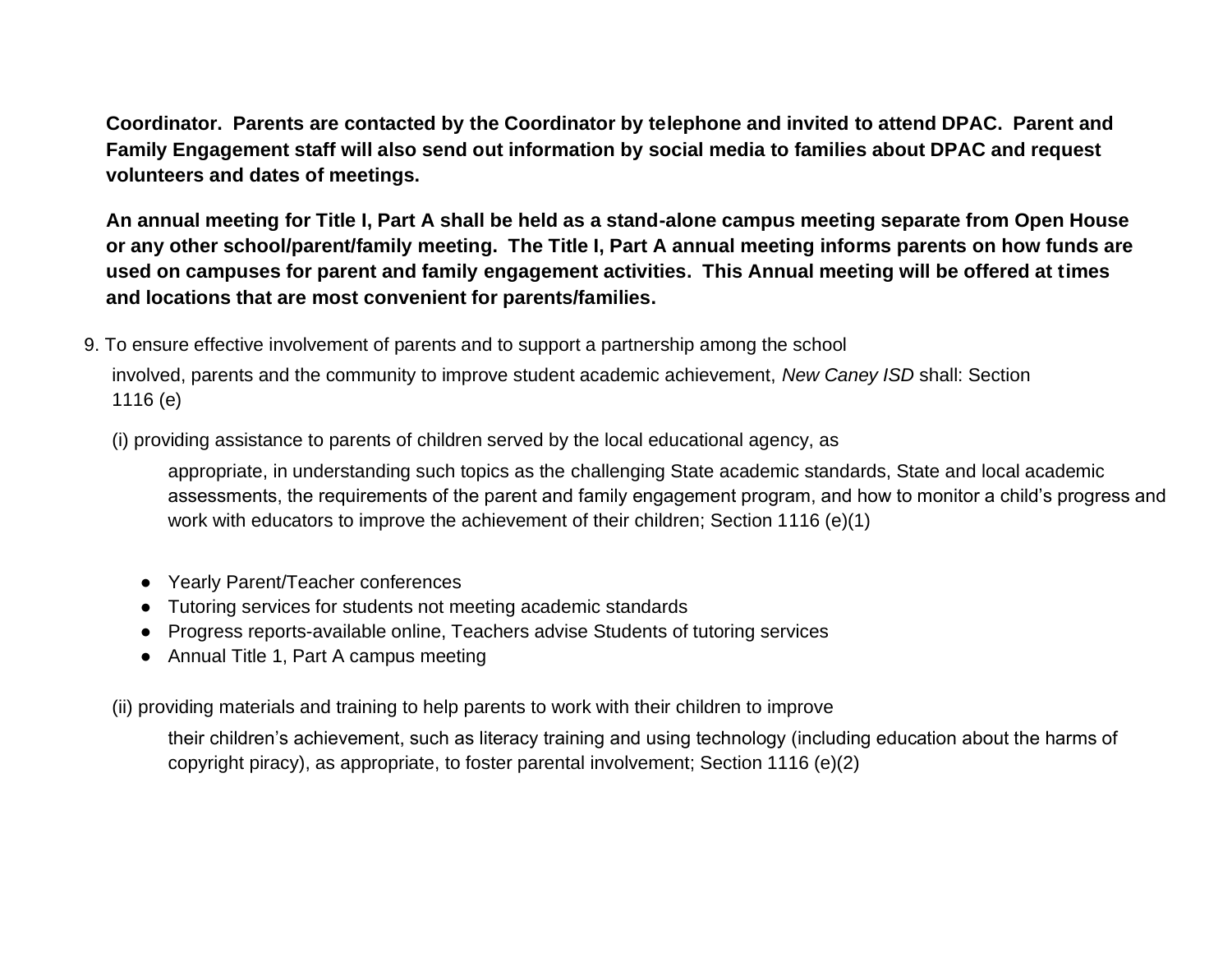**Coordinator. Parents are contacted by the Coordinator by telephone and invited to attend DPAC. Parent and Family Engagement staff will also send out information by social media to families about DPAC and request volunteers and dates of meetings.**

**An annual meeting for Title I, Part A shall be held as a stand-alone campus meeting separate from Open House or any other school/parent/family meeting. The Title I, Part A annual meeting informs parents on how funds are used on campuses for parent and family engagement activities. This Annual meeting will be offered at times and locations that are most convenient for parents/families.**

9. To ensure effective involvement of parents and to support a partnership among the school involved, parents and the community to improve student academic achievement, *New Caney ISD* shall: Section 1116 (e)

(i) providing assistance to parents of children served by the local educational agency, as appropriate, in understanding such topics as the challenging State academic standards, State and local academic assessments, the requirements of the parent and family engagement program, and how to monitor a child's progress and work with educators to improve the achievement of their children; Section 1116 (e)(1)

- Yearly Parent/Teacher conferences
- Tutoring services for students not meeting academic standards
- Progress reports-available online, Teachers advise Students of tutoring services
- Annual Title 1, Part A campus meeting

(ii) providing materials and training to help parents to work with their children to improve their children's achievement, such as literacy training and using technology (including education about the harms of copyright piracy), as appropriate, to foster parental involvement; Section 1116 (e)(2)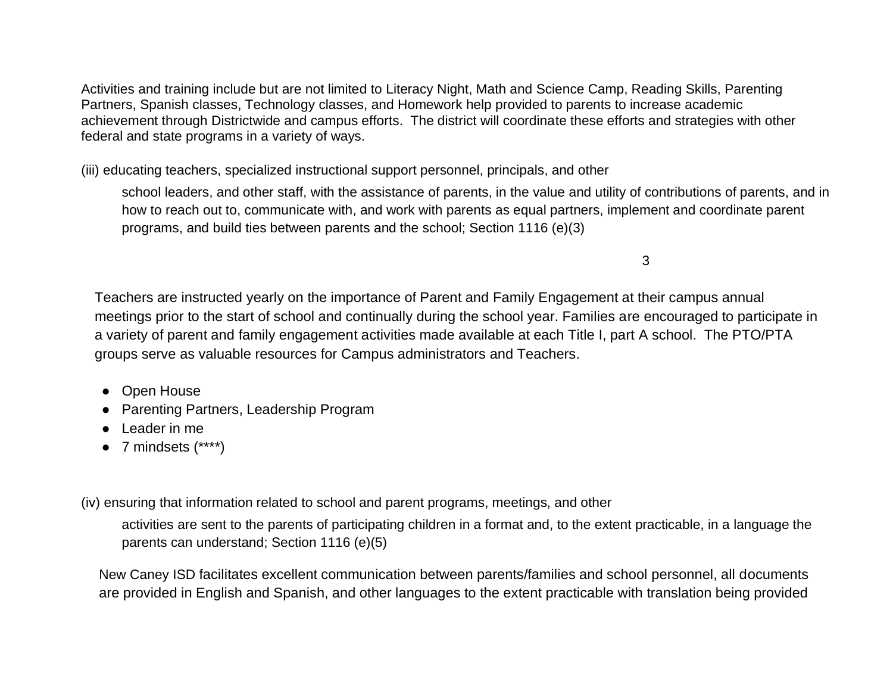Activities and training include but are not limited to Literacy Night, Math and Science Camp, Reading Skills, Parenting Partners, Spanish classes, Technology classes, and Homework help provided to parents to increase academic achievement through Districtwide and campus efforts. The district will coordinate these efforts and strategies with other federal and state programs in a variety of ways.

(iii) educating teachers, specialized instructional support personnel, principals, and other

school leaders, and other staff, with the assistance of parents, in the value and utility of contributions of parents, and in how to reach out to, communicate with, and work with parents as equal partners, implement and coordinate parent programs, and build ties between parents and the school; Section 1116 (e)(3)

Teachers are instructed yearly on the importance of Parent and Family Engagement at their campus annual meetings prior to the start of school and continually during the school year. Families are encouraged to participate in a variety of parent and family engagement activities made available at each Title I, part A school. The PTO/PTA groups serve as valuable resources for Campus administrators and Teachers.

- Open House
- Parenting Partners, Leadership Program
- Leader in me
- 7 mindsets (****)

(iv) ensuring that information related to school and parent programs, meetings, and other

activities are sent to the parents of participating children in a format and, to the extent practicable, in a language the parents can understand; Section 1116 (e)(5)

New Caney ISD facilitates excellent communication between parents/families and school personnel, all documents are provided in English and Spanish, and other languages to the extent practicable with translation being provided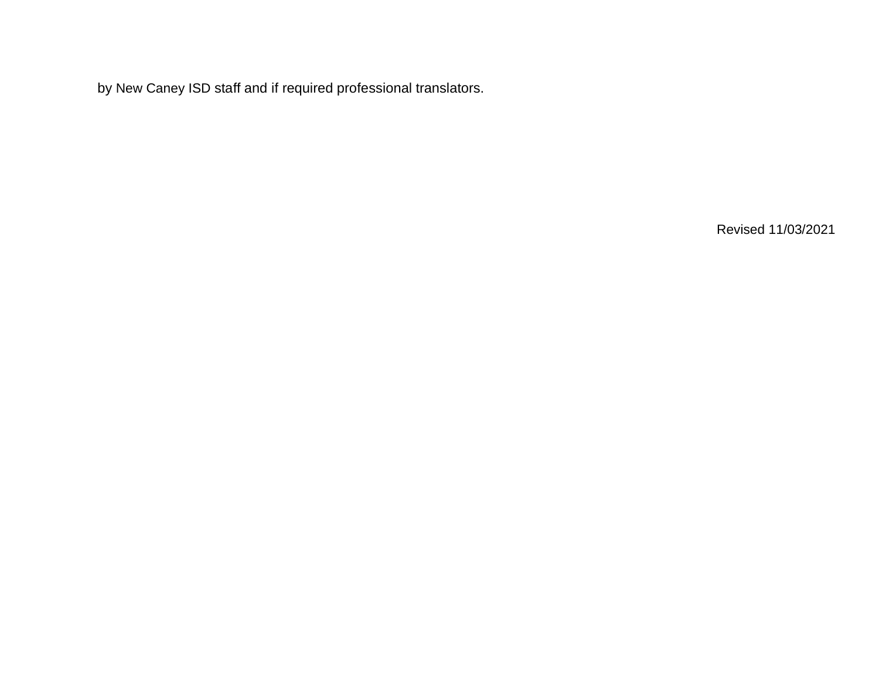by New Caney ISD staff and if required professional translators.

Revised 11/03/2021